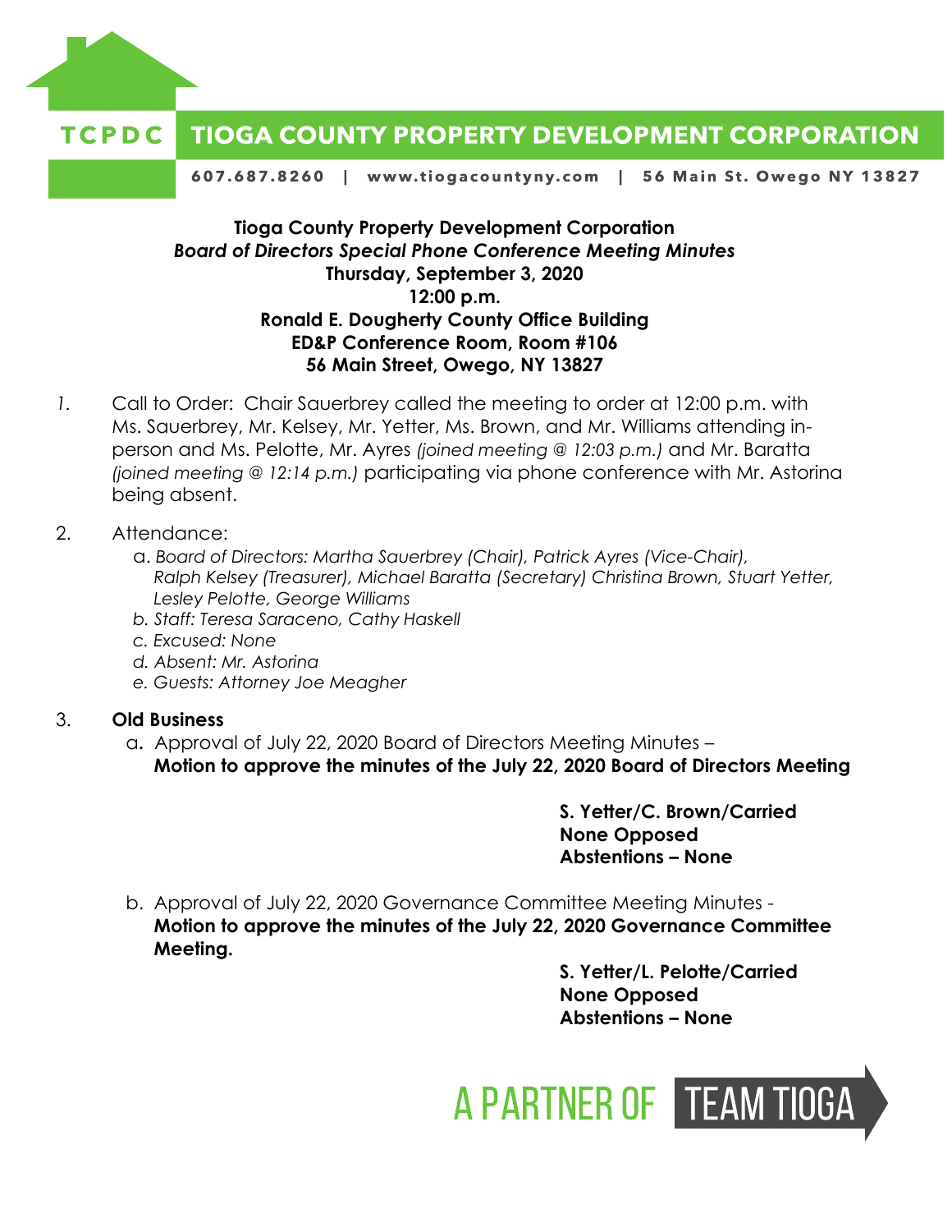TCPDC **TIOGA COUNTY PROPERTY DEVELOPMENT CORPORATION**

607.687.8260 | www.tiogacountyny.com | 56 Main St. Owego NY 13827

**Tioga County Property Development Corporation**
***Board of Directors Special Phone Conference Meeting Minutes***
**Thursday, September 3, 2020**
**12:00 p.m.**
**Ronald E. Dougherty County Office Building**
**ED&P Conference Room, Room #106**
**56 Main Street, Owego, NY 13827**

1. Call to Order: Chair Sauerbrey called the meeting to order at 12:00 p.m. with Ms. Sauerbrey, Mr. Kelsey, Mr. Yetter, Ms. Brown, and Mr. Williams attending in-person and Ms. Pelotte, Mr. Ayres *(joined meeting @ 12:03 p.m.)* and Mr. Baratta *(joined meeting @ 12:14 p.m.)* participating via phone conference with Mr. Astorina being absent.

2. Attendance:
   a. *Board of Directors: Martha Sauerbrey (Chair), Patrick Ayres (Vice-Chair), Ralph Kelsey (Treasurer), Michael Baratta (Secretary) Christina Brown, Stuart Yetter, Lesley Pelotte, George Williams*
   b. *Staff: Teresa Saraceno, Cathy Haskell*
   c. *Excused: None*
   d. *Absent: Mr. Astorina*
   e. *Guests: Attorney Joe Meagher*

3. **Old Business**
   a. Approval of July 22, 2020 Board of Directors Meeting Minutes –
      **Motion to approve the minutes of the July 22, 2020 Board of Directors Meeting**

      **S. Yetter/C. Brown/Carried**
      **None Opposed**
      **Abstentions – None**

   b. Approval of July 22, 2020 Governance Committee Meeting Minutes -
      **Motion to approve the minutes of the July 22, 2020 Governance Committee Meeting.**

      **S. Yetter/L. Pelotte/Carried**
      **None Opposed**
      **Abstentions – None**

A PARTNER OF TEAM TIOGA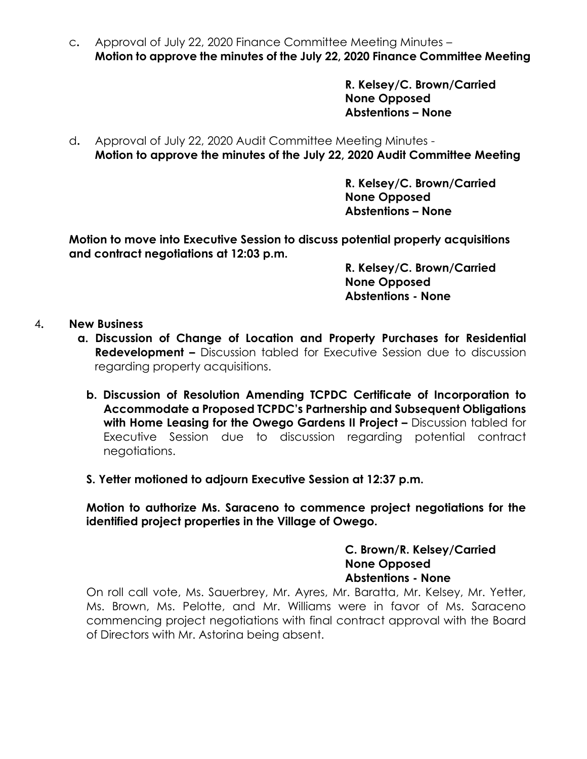c. Approval of July 22, 2020 Finance Committee Meeting Minutes – **Motion to approve the minutes of the July 22, 2020 Finance Committee Meeting**

**R. Kelsey/C. Brown/Carried**
**None Opposed**
**Abstentions – None**

d. Approval of July 22, 2020 Audit Committee Meeting Minutes - **Motion to approve the minutes of the July 22, 2020 Audit Committee Meeting**

**R. Kelsey/C. Brown/Carried**
**None Opposed**
**Abstentions – None**

**Motion to move into Executive Session to discuss potential property acquisitions and contract negotiations at 12:03 p.m.**

**R. Kelsey/C. Brown/Carried**
**None Opposed**
**Abstentions - None**

4. **New Business**

   a. **Discussion of Change of Location and Property Purchases for Residential Redevelopment –** Discussion tabled for Executive Session due to discussion regarding property acquisitions.

   b. **Discussion of Resolution Amending TCPDC Certificate of Incorporation to Accommodate a Proposed TCPDC's Partnership and Subsequent Obligations with Home Leasing for the Owego Gardens II Project –** Discussion tabled for Executive Session due to discussion regarding potential contract negotiations.

   **S. Yetter motioned to adjourn Executive Session at 12:37 p.m.**

   **Motion to authorize Ms. Saraceno to commence project negotiations for the identified project properties in the Village of Owego.**

   **C. Brown/R. Kelsey/Carried**
   **None Opposed**
   **Abstentions - None**

   On roll call vote, Ms. Sauerbrey, Mr. Ayres, Mr. Baratta, Mr. Kelsey, Mr. Yetter, Ms. Brown, Ms. Pelotte, and Mr. Williams were in favor of Ms. Saraceno commencing project negotiations with final contract approval with the Board of Directors with Mr. Astorina being absent.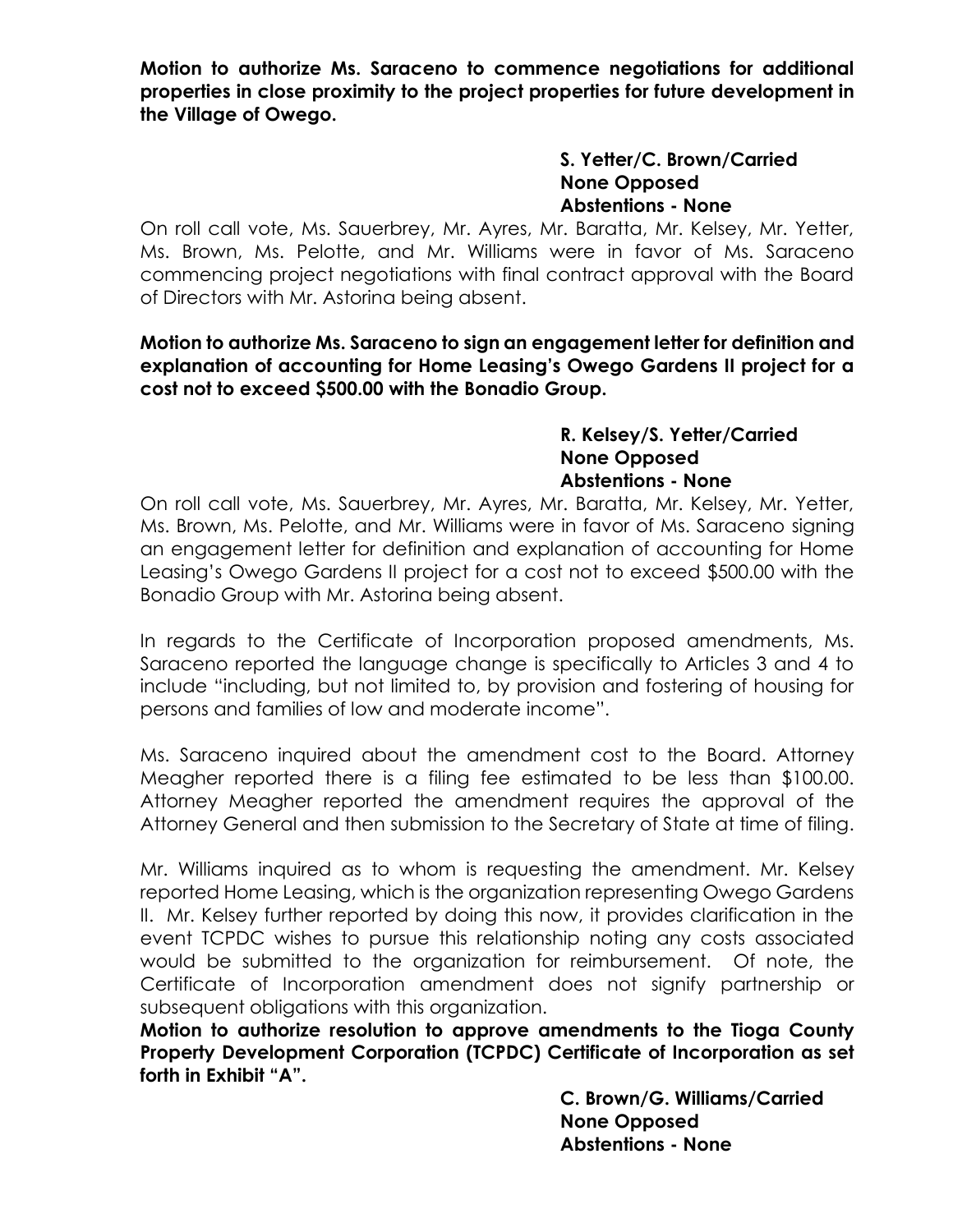**Motion to authorize Ms. Saraceno to commence negotiations for additional properties in close proximity to the project properties for future development in the Village of Owego.**

**S. Yetter/C. Brown/Carried**
**None Opposed**
**Abstentions - None**

On roll call vote, Ms. Sauerbrey, Mr. Ayres, Mr. Baratta, Mr. Kelsey, Mr. Yetter, Ms. Brown, Ms. Pelotte, and Mr. Williams were in favor of Ms. Saraceno commencing project negotiations with final contract approval with the Board of Directors with Mr. Astorina being absent.

**Motion to authorize Ms. Saraceno to sign an engagement letter for definition and explanation of accounting for Home Leasing's Owego Gardens II project for a cost not to exceed $500.00 with the Bonadio Group.**

**R. Kelsey/S. Yetter/Carried**
**None Opposed**
**Abstentions - None**

On roll call vote, Ms. Sauerbrey, Mr. Ayres, Mr. Baratta, Mr. Kelsey, Mr. Yetter, Ms. Brown, Ms. Pelotte, and Mr. Williams were in favor of Ms. Saraceno signing an engagement letter for definition and explanation of accounting for Home Leasing's Owego Gardens II project for a cost not to exceed $500.00 with the Bonadio Group with Mr. Astorina being absent.

In regards to the Certificate of Incorporation proposed amendments, Ms. Saraceno reported the language change is specifically to Articles 3 and 4 to include "including, but not limited to, by provision and fostering of housing for persons and families of low and moderate income".

Ms. Saraceno inquired about the amendment cost to the Board. Attorney Meagher reported there is a filing fee estimated to be less than $100.00. Attorney Meagher reported the amendment requires the approval of the Attorney General and then submission to the Secretary of State at time of filing.

Mr. Williams inquired as to whom is requesting the amendment. Mr. Kelsey reported Home Leasing, which is the organization representing Owego Gardens II. Mr. Kelsey further reported by doing this now, it provides clarification in the event TCPDC wishes to pursue this relationship noting any costs associated would be submitted to the organization for reimbursement. Of note, the Certificate of Incorporation amendment does not signify partnership or subsequent obligations with this organization.

**Motion to authorize resolution to approve amendments to the Tioga County Property Development Corporation (TCPDC) Certificate of Incorporation as set forth in Exhibit "A".**

**C. Brown/G. Williams/Carried**
**None Opposed**
**Abstentions - None**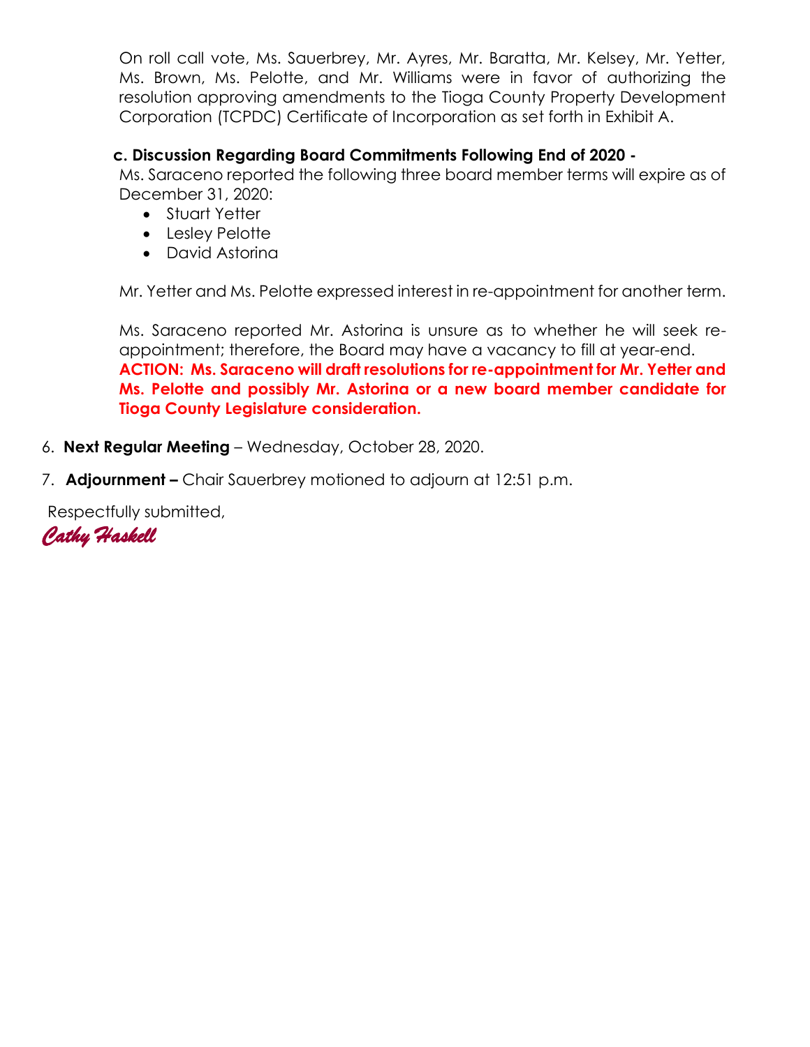On roll call vote, Ms. Sauerbrey, Mr. Ayres, Mr. Baratta, Mr. Kelsey, Mr. Yetter, Ms. Brown, Ms. Pelotte, and Mr. Williams were in favor of authorizing the resolution approving amendments to the Tioga County Property Development Corporation (TCPDC) Certificate of Incorporation as set forth in Exhibit A.

**c. Discussion Regarding Board Commitments Following End of 2020 -**

Ms. Saraceno reported the following three board member terms will expire as of December 31, 2020:

- Stuart Yetter
- Lesley Pelotte
- David Astorina

Mr. Yetter and Ms. Pelotte expressed interest in re-appointment for another term.

Ms. Saraceno reported Mr. Astorina is unsure as to whether he will seek re-appointment; therefore, the Board may have a vacancy to fill at year-end.
**ACTION: Ms. Saraceno will draft resolutions for re-appointment for Mr. Yetter and Ms. Pelotte and possibly Mr. Astorina or a new board member candidate for Tioga County Legislature consideration.**

6. **Next Regular Meeting** – Wednesday, October 28, 2020.

7. **Adjournment –** Chair Sauerbrey motioned to adjourn at 12:51 p.m.

Respectfully submitted,

*Cathy Haskell*